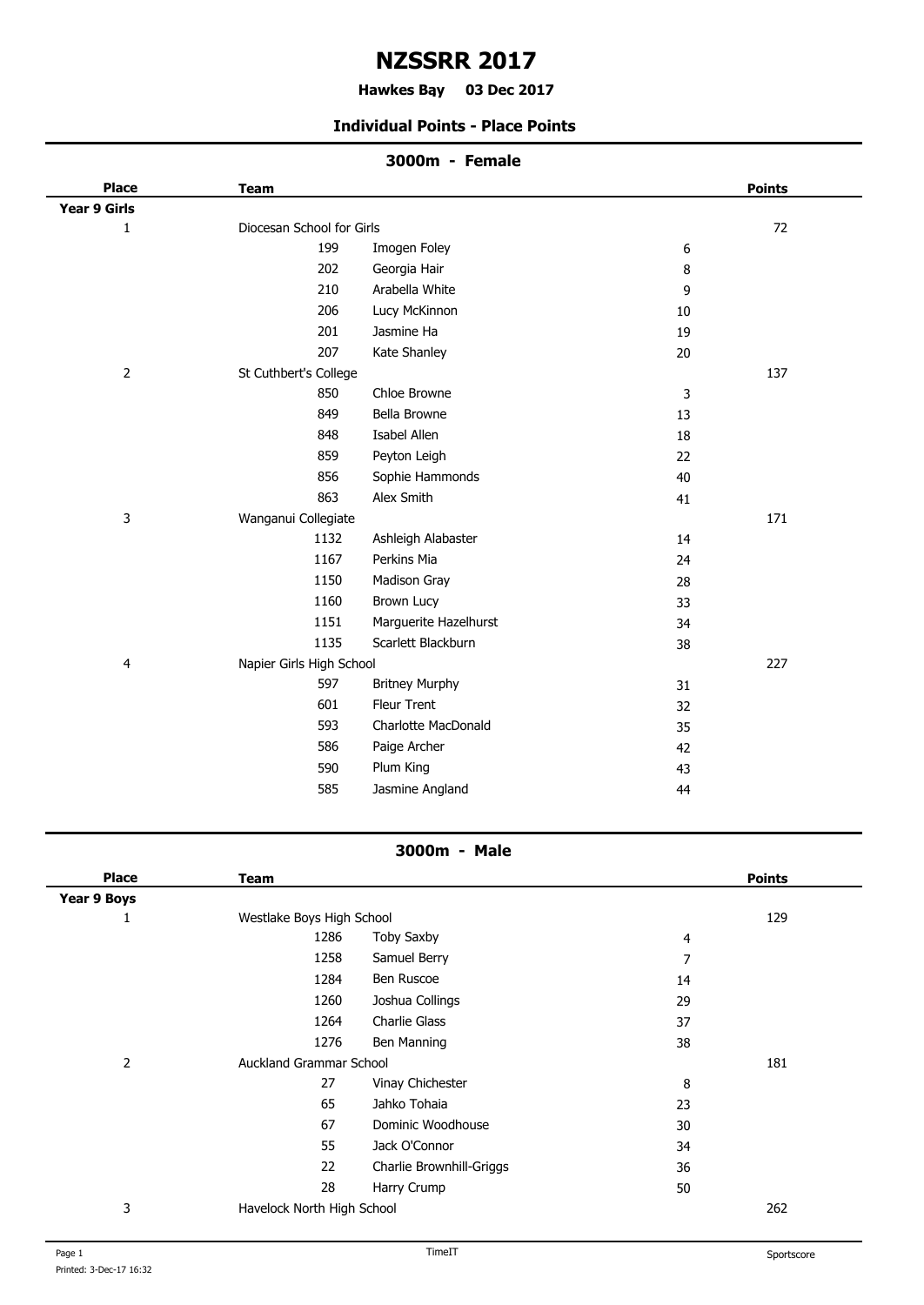# NZSSRR 2017

**Hawkes Bay 03 Dec 2017**

### Individual Points - Place Points

## 3000m - Female

| Place | Team | | | Points |
|---|---|---|---|---|
| **Year 9 Girls** | | | | |
| 1 | Diocesan School for Girls | | | 72 |
| | 199 | Imogen Foley | 6 | |
| | 202 | Georgia Hair | 8 | |
| | 210 | Arabella White | 9 | |
| | 206 | Lucy McKinnon | 10 | |
| | 201 | Jasmine Ha | 19 | |
| | 207 | Kate Shanley | 20 | |
| 2 | St Cuthbert's College | | | 137 |
| | 850 | Chloe Browne | 3 | |
| | 849 | Bella Browne | 13 | |
| | 848 | Isabel Allen | 18 | |
| | 859 | Peyton Leigh | 22 | |
| | 856 | Sophie Hammonds | 40 | |
| | 863 | Alex Smith | 41 | |
| 3 | Wanganui Collegiate | | | 171 |
| | 1132 | Ashleigh Alabaster | 14 | |
| | 1167 | Perkins Mia | 24 | |
| | 1150 | Madison Gray | 28 | |
| | 1160 | Brown Lucy | 33 | |
| | 1151 | Marguerite Hazelhurst | 34 | |
| | 1135 | Scarlett Blackburn | 38 | |
| 4 | Napier Girls High School | | | 227 |
| | 597 | Britney Murphy | 31 | |
| | 601 | Fleur Trent | 32 | |
| | 593 | Charlotte MacDonald | 35 | |
| | 586 | Paige Archer | 42 | |
| | 590 | Plum King | 43 | |
| | 585 | Jasmine Angland | 44 | |

## 3000m - Male

| Place | Team | | | Points |
|---|---|---|---|---|
| **Year 9 Boys** | | | | |
| 1 | Westlake Boys High School | | | 129 |
| | 1286 | Toby Saxby | 4 | |
| | 1258 | Samuel Berry | 7 | |
| | 1284 | Ben Ruscoe | 14 | |
| | 1260 | Joshua Collings | 29 | |
| | 1264 | Charlie Glass | 37 | |
| | 1276 | Ben Manning | 38 | |
| 2 | Auckland Grammar School | | | 181 |
| | 27 | Vinay Chichester | 8 | |
| | 65 | Jahko Tohaia | 23 | |
| | 67 | Dominic Woodhouse | 30 | |
| | 55 | Jack O'Connor | 34 | |
| | 22 | Charlie Brownhill-Griggs | 36 | |
| | 28 | Harry Crump | 50 | |
| 3 | Havelock North High School | | | 262 |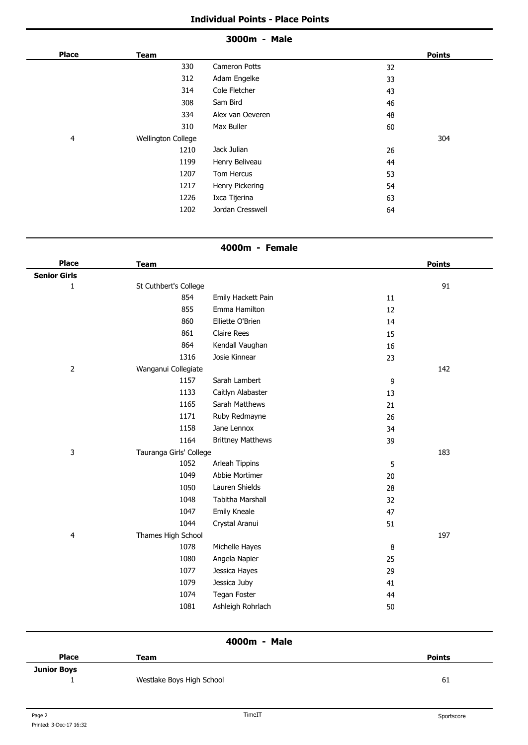## Individual Points - Place Points

### 3000m - Male

| Place | Team | | Points | |
|---|---|---|---|---|
| | 330 | Cameron Potts | 32 | |
| | 312 | Adam Engelke | 33 | |
| | 314 | Cole Fletcher | 43 | |
| | 308 | Sam Bird | 46 | |
| | 334 | Alex van Oeveren | 48 | |
| | 310 | Max Buller | 60 | |
| 4 | Wellington College | | | 304 |
| | 1210 | Jack Julian | 26 | |
| | 1199 | Henry Beliveau | 44 | |
| | 1207 | Tom Hercus | 53 | |
| | 1217 | Henry Pickering | 54 | |
| | 1226 | Ixca Tijerina | 63 | |
| | 1202 | Jordan Cresswell | 64 | |

### 4000m - Female

| Place | Team | | Points | |
|---|---|---|---|---|
| **Senior Girls** | | | | |
| 1 | St Cuthbert's College | | | 91 |
| | 854 | Emily Hackett Pain | 11 | |
| | 855 | Emma Hamilton | 12 | |
| | 860 | Elliette O'Brien | 14 | |
| | 861 | Claire Rees | 15 | |
| | 864 | Kendall Vaughan | 16 | |
| | 1316 | Josie Kinnear | 23 | |
| 2 | Wanganui Collegiate | | | 142 |
| | 1157 | Sarah Lambert | 9 | |
| | 1133 | Caitlyn Alabaster | 13 | |
| | 1165 | Sarah Matthews | 21 | |
| | 1171 | Ruby Redmayne | 26 | |
| | 1158 | Jane Lennox | 34 | |
| | 1164 | Brittney Matthews | 39 | |
| 3 | Tauranga Girls' College | | | 183 |
| | 1052 | Arleah Tippins | 5 | |
| | 1049 | Abbie Mortimer | 20 | |
| | 1050 | Lauren Shields | 28 | |
| | 1048 | Tabitha Marshall | 32 | |
| | 1047 | Emily Kneale | 47 | |
| | 1044 | Crystal Aranui | 51 | |
| 4 | Thames High School | | | 197 |
| | 1078 | Michelle Hayes | 8 | |
| | 1080 | Angela Napier | 25 | |
| | 1077 | Jessica Hayes | 29 | |
| | 1079 | Jessica Juby | 41 | |
| | 1074 | Tegan Foster | 44 | |
| | 1081 | Ashleigh Rohrlach | 50 | |

### 4000m - Male

| Place | Team | Points |
|---|---|---|
| **Junior Boys** | | |
| 1 | Westlake Boys High School | 61 |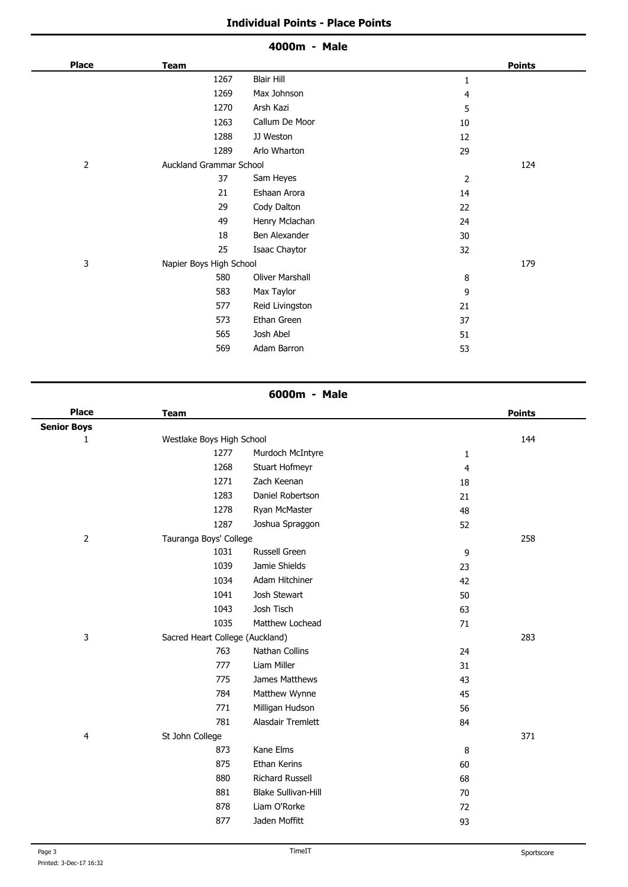## Individual Points - Place Points

### 4000m - Male

| Place | Team | | | Points |
|---|---|---|---|---|
| | 1267 | Blair Hill | 1 | |
| | 1269 | Max Johnson | 4 | |
| | 1270 | Arsh Kazi | 5 | |
| | 1263 | Callum De Moor | 10 | |
| | 1288 | JJ Weston | 12 | |
| | 1289 | Arlo Wharton | 29 | |
| 2 | Auckland Grammar School | | | 124 |
| | 37 | Sam Heyes | 2 | |
| | 21 | Eshaan Arora | 14 | |
| | 29 | Cody Dalton | 22 | |
| | 49 | Henry Mclachan | 24 | |
| | 18 | Ben Alexander | 30 | |
| | 25 | Isaac Chaytor | 32 | |
| 3 | Napier Boys High School | | | 179 |
| | 580 | Oliver Marshall | 8 | |
| | 583 | Max Taylor | 9 | |
| | 577 | Reid Livingston | 21 | |
| | 573 | Ethan Green | 37 | |
| | 565 | Josh Abel | 51 | |
| | 569 | Adam Barron | 53 | |

### 6000m - Male

| Place | Team | | | Points |
|---|---|---|---|---|
| **Senior Boys** | | | | |
| 1 | Westlake Boys High School | | | 144 |
| | 1277 | Murdoch McIntyre | 1 | |
| | 1268 | Stuart Hofmeyr | 4 | |
| | 1271 | Zach Keenan | 18 | |
| | 1283 | Daniel Robertson | 21 | |
| | 1278 | Ryan McMaster | 48 | |
| | 1287 | Joshua Spraggon | 52 | |
| 2 | Tauranga Boys' College | | | 258 |
| | 1031 | Russell Green | 9 | |
| | 1039 | Jamie Shields | 23 | |
| | 1034 | Adam Hitchiner | 42 | |
| | 1041 | Josh Stewart | 50 | |
| | 1043 | Josh Tisch | 63 | |
| | 1035 | Matthew Lochead | 71 | |
| 3 | Sacred Heart College (Auckland) | | | 283 |
| | 763 | Nathan Collins | 24 | |
| | 777 | Liam Miller | 31 | |
| | 775 | James Matthews | 43 | |
| | 784 | Matthew Wynne | 45 | |
| | 771 | Milligan Hudson | 56 | |
| | 781 | Alasdair Tremlett | 84 | |
| 4 | St John College | | | 371 |
| | 873 | Kane Elms | 8 | |
| | 875 | Ethan Kerins | 60 | |
| | 880 | Richard Russell | 68 | |
| | 881 | Blake Sullivan-Hill | 70 | |
| | 878 | Liam O'Rorke | 72 | |
| | 877 | Jaden Moffitt | 93 | |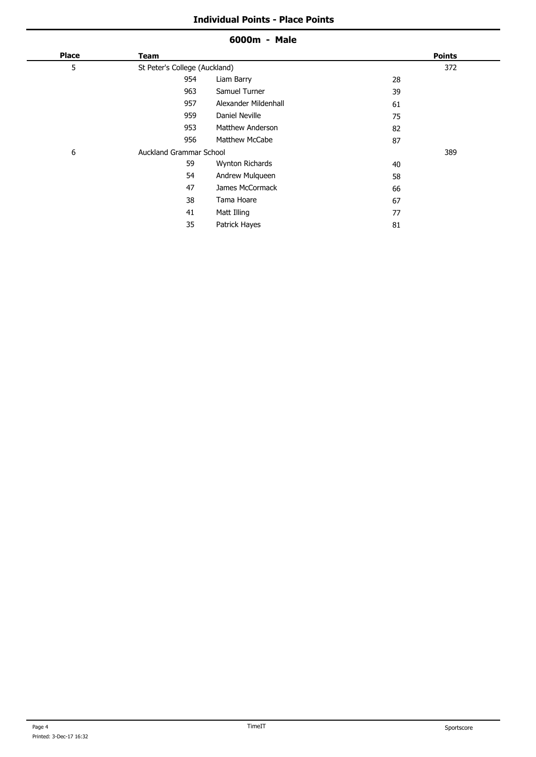## Individual Points - Place Points

### 6000m - Male

| Place | Team | | | Points |
|---|---|---|---|---|
| 5 | St Peter's College (Auckland) | | | 372 |
| | 954 | Liam Barry | 28 | |
| | 963 | Samuel Turner | 39 | |
| | 957 | Alexander Mildenhall | 61 | |
| | 959 | Daniel Neville | 75 | |
| | 953 | Matthew Anderson | 82 | |
| | 956 | Matthew McCabe | 87 | |
| 6 | Auckland Grammar School | | | 389 |
| | 59 | Wynton Richards | 40 | |
| | 54 | Andrew Mulqueen | 58 | |
| | 47 | James McCormack | 66 | |
| | 38 | Tama Hoare | 67 | |
| | 41 | Matt Illing | 77 | |
| | 35 | Patrick Hayes | 81 | |

Printed: 3-Dec-17 16:32

TimeIT

Sportscore